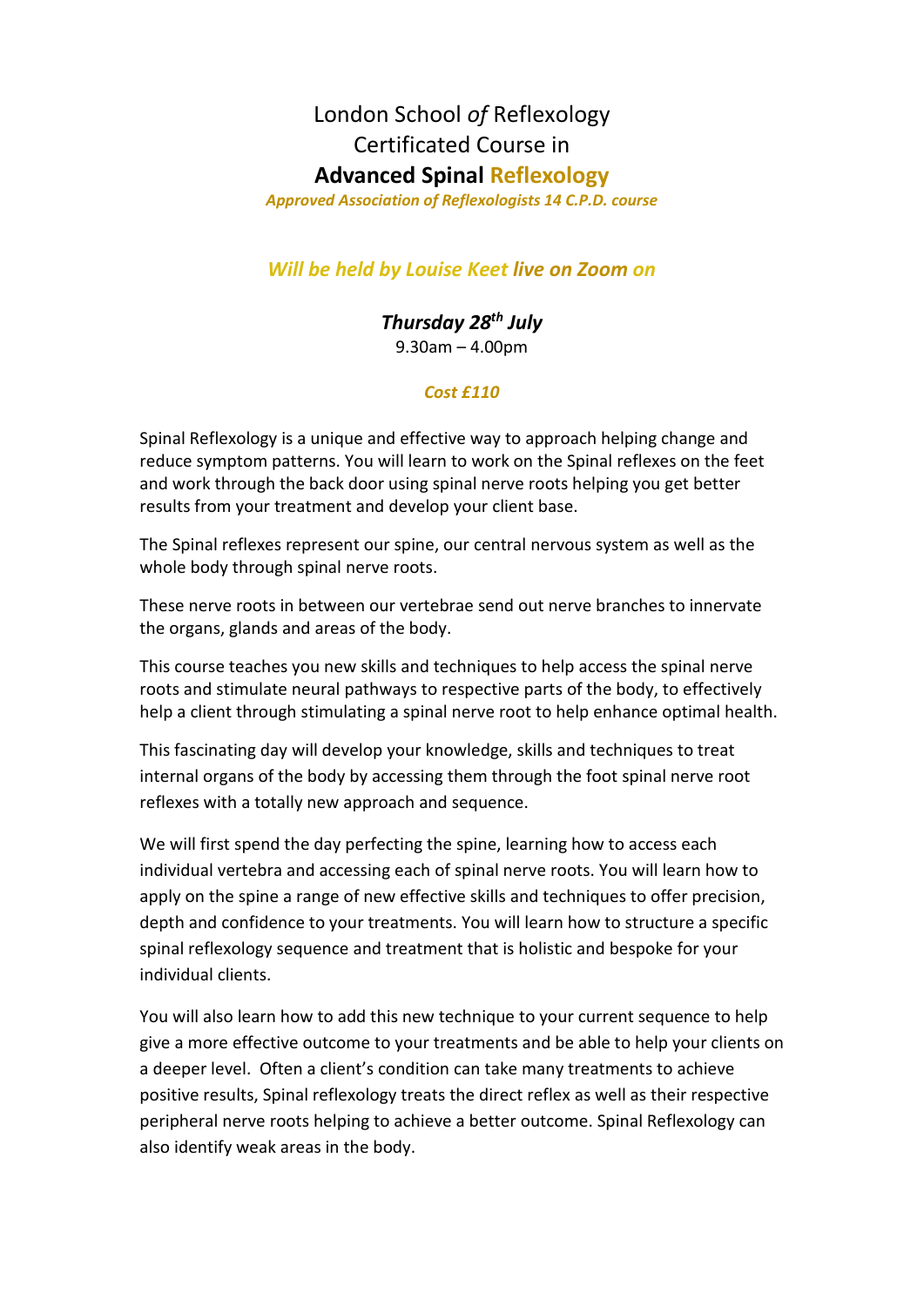# London School *of* Reflexology

## Certificated Course in

## **Advanced Spinal Reflexology**

***Approved Association of Reflexologists 14 C.P.D. course***

***Will be held by Louise Keet live on Zoom on***

***Thursday 28th July***

9.30am – 4.00pm

***Cost £110***

Spinal Reflexology is a unique and effective way to approach helping change and reduce symptom patterns. You will learn to work on the Spinal reflexes on the feet and work through the back door using spinal nerve roots helping you get better results from your treatment and develop your client base.

The Spinal reflexes represent our spine, our central nervous system as well as the whole body through spinal nerve roots.

These nerve roots in between our vertebrae send out nerve branches to innervate the organs, glands and areas of the body.

This course teaches you new skills and techniques to help access the spinal nerve roots and stimulate neural pathways to respective parts of the body, to effectively help a client through stimulating a spinal nerve root to help enhance optimal health.

This fascinating day will develop your knowledge, skills and techniques to treat internal organs of the body by accessing them through the foot spinal nerve root reflexes with a totally new approach and sequence.

We will first spend the day perfecting the spine, learning how to access each individual vertebra and accessing each of spinal nerve roots. You will learn how to apply on the spine a range of new effective skills and techniques to offer precision, depth and confidence to your treatments. You will learn how to structure a specific spinal reflexology sequence and treatment that is holistic and bespoke for your individual clients.

You will also learn how to add this new technique to your current sequence to help give a more effective outcome to your treatments and be able to help your clients on a deeper level. Often a client's condition can take many treatments to achieve positive results, Spinal reflexology treats the direct reflex as well as their respective peripheral nerve roots helping to achieve a better outcome. Spinal Reflexology can also identify weak areas in the body.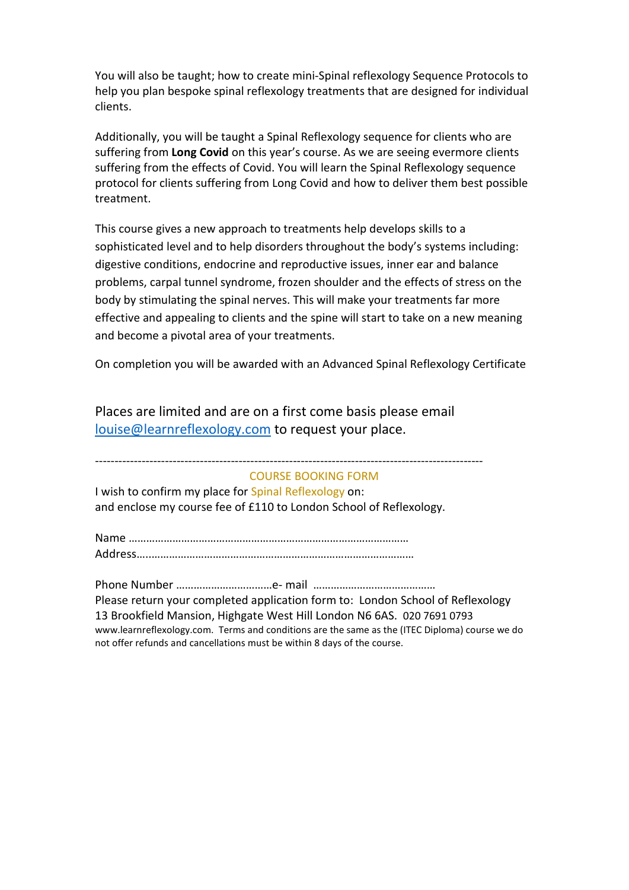You will also be taught; how to create mini-Spinal reflexology Sequence Protocols to help you plan bespoke spinal reflexology treatments that are designed for individual clients.

Additionally, you will be taught a Spinal Reflexology sequence for clients who are suffering from **Long Covid** on this year's course. As we are seeing evermore clients suffering from the effects of Covid. You will learn the Spinal Reflexology sequence protocol for clients suffering from Long Covid and how to deliver them best possible treatment.

This course gives a new approach to treatments help develops skills to a sophisticated level and to help disorders throughout the body's systems including: digestive conditions, endocrine and reproductive issues, inner ear and balance problems, carpal tunnel syndrome, frozen shoulder and the effects of stress on the body by stimulating the spinal nerves. This will make your treatments far more effective and appealing to clients and the spine will start to take on a new meaning and become a pivotal area of your treatments.

On completion you will be awarded with an Advanced Spinal Reflexology Certificate

Places are limited and are on a first come basis please email [louise@learnreflexology.com](mailto:louise@learnreflexology.com) to request your place.

---

COURSE BOOKING FORM

I wish to confirm my place for Spinal Reflexology on:
and enclose my course fee of £110 to London School of Reflexology.

Name …………………………………………………………………………………
Address………………………………………………………………………………

Phone Number ……………………………e- mail ……………………………………
Please return your completed application form to: London School of Reflexology 13 Brookfield Mansion, Highgate West Hill London N6 6AS. 020 7691 0793 www.learnreflexology.com. Terms and conditions are the same as the (ITEC Diploma) course we do not offer refunds and cancellations must be within 8 days of the course.